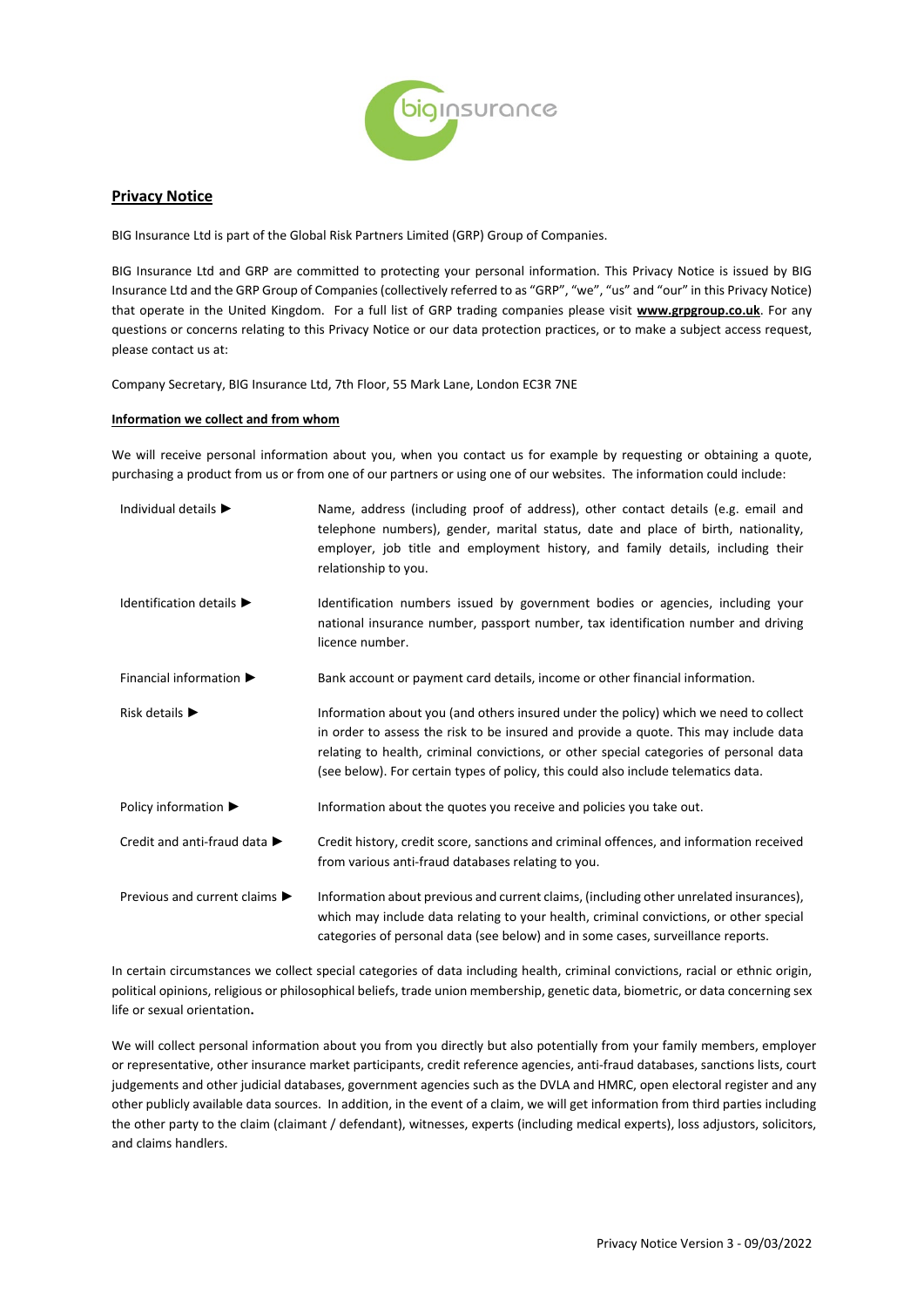## Privacy Notice

BIG Insurance Ltd is part of the Global Risk Partners Limited (GRP) Group of Companies.

BIG Insurance Ltd and GRP are committed to protecting your personal information. This Privacy Notice is issued by BIG Insurance Ltd and the GRP Group of Companies (collectively referred to as "GRP", "we", "us" and "our" in this Privacy Notice) that operate in the United Kingdom. For a full list of GRP trading companies please visit **www.grpgroup.co.uk**. For any questions or concerns relating to this Privacy Notice or our data protection practices, or to make a subject access request, please contact us at:

Company Secretary, BIG Insurance Ltd, 7th Floor, 55 Mark Lane, London EC3R 7NE

### Information we collect and from whom

We will receive personal information about you, when you contact us for example by requesting or obtaining a quote, purchasing a product from us or from one of our partners or using one of our websites. The information could include:

| | |
|---|---|
| Individual details ► | Name, address (including proof of address), other contact details (e.g. email and telephone numbers), gender, marital status, date and place of birth, nationality, employer, job title and employment history, and family details, including their relationship to you. |
| Identification details ► | Identification numbers issued by government bodies or agencies, including your national insurance number, passport number, tax identification number and driving licence number. |
| Financial information ► | Bank account or payment card details, income or other financial information. |
| Risk details ► | Information about you (and others insured under the policy) which we need to collect in order to assess the risk to be insured and provide a quote. This may include data relating to health, criminal convictions, or other special categories of personal data (see below). For certain types of policy, this could also include telematics data. |
| Policy information ► | Information about the quotes you receive and policies you take out. |
| Credit and anti-fraud data ► | Credit history, credit score, sanctions and criminal offences, and information received from various anti-fraud databases relating to you. |
| Previous and current claims ► | Information about previous and current claims, (including other unrelated insurances), which may include data relating to your health, criminal convictions, or other special categories of personal data (see below) and in some cases, surveillance reports. |

In certain circumstances we collect special categories of data including health, criminal convictions, racial or ethnic origin, political opinions, religious or philosophical beliefs, trade union membership, genetic data, biometric, or data concerning sex life or sexual orientation.

We will collect personal information about you from you directly but also potentially from your family members, employer or representative, other insurance market participants, credit reference agencies, anti-fraud databases, sanctions lists, court judgements and other judicial databases, government agencies such as the DVLA and HMRC, open electoral register and any other publicly available data sources. In addition, in the event of a claim, we will get information from third parties including the other party to the claim (claimant / defendant), witnesses, experts (including medical experts), loss adjustors, solicitors, and claims handlers.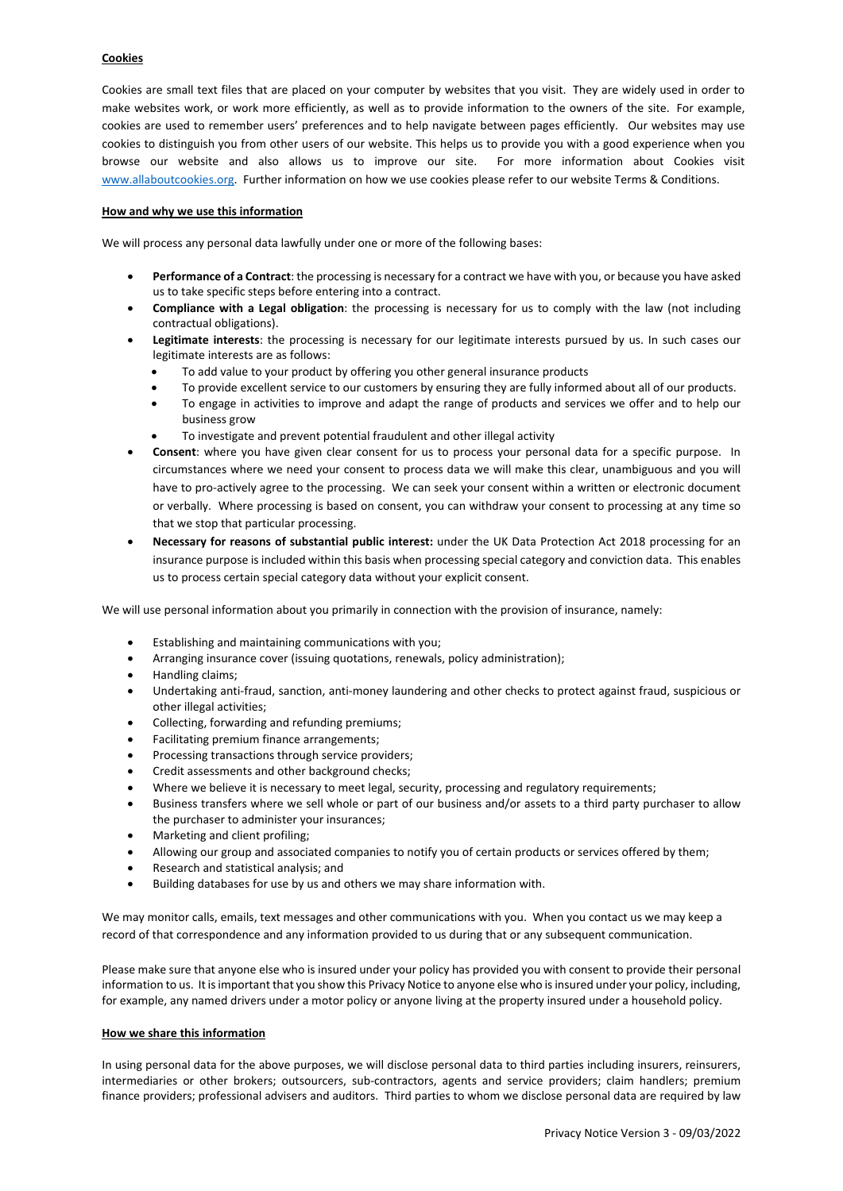**Cookies**

Cookies are small text files that are placed on your computer by websites that you visit. They are widely used in order to make websites work, or work more efficiently, as well as to provide information to the owners of the site. For example, cookies are used to remember users' preferences and to help navigate between pages efficiently. Our websites may use cookies to distinguish you from other users of our website. This helps us to provide you with a good experience when you browse our website and also allows us to improve our site. For more information about Cookies visit [www.allaboutcookies.org](http://www.allaboutcookies.org). Further information on how we use cookies please refer to our website Terms & Conditions.

**How and why we use this information**

We will process any personal data lawfully under one or more of the following bases:

- **Performance of a Contract**: the processing is necessary for a contract we have with you, or because you have asked us to take specific steps before entering into a contract.
- **Compliance with a Legal obligation**: the processing is necessary for us to comply with the law (not including contractual obligations).
- **Legitimate interests**: the processing is necessary for our legitimate interests pursued by us. In such cases our legitimate interests are as follows:
  - To add value to your product by offering you other general insurance products
  - To provide excellent service to our customers by ensuring they are fully informed about all of our products.
  - To engage in activities to improve and adapt the range of products and services we offer and to help our business grow
  - To investigate and prevent potential fraudulent and other illegal activity
- **Consent**: where you have given clear consent for us to process your personal data for a specific purpose. In circumstances where we need your consent to process data we will make this clear, unambiguous and you will have to pro-actively agree to the processing. We can seek your consent within a written or electronic document or verbally. Where processing is based on consent, you can withdraw your consent to processing at any time so that we stop that particular processing.
- **Necessary for reasons of substantial public interest:** under the UK Data Protection Act 2018 processing for an insurance purpose is included within this basis when processing special category and conviction data. This enables us to process certain special category data without your explicit consent.

We will use personal information about you primarily in connection with the provision of insurance, namely:

- Establishing and maintaining communications with you;
- Arranging insurance cover (issuing quotations, renewals, policy administration);
- Handling claims;
- Undertaking anti-fraud, sanction, anti-money laundering and other checks to protect against fraud, suspicious or other illegal activities;
- Collecting, forwarding and refunding premiums;
- Facilitating premium finance arrangements;
- Processing transactions through service providers;
- Credit assessments and other background checks;
- Where we believe it is necessary to meet legal, security, processing and regulatory requirements;
- Business transfers where we sell whole or part of our business and/or assets to a third party purchaser to allow the purchaser to administer your insurances;
- Marketing and client profiling;
- Allowing our group and associated companies to notify you of certain products or services offered by them;
- Research and statistical analysis; and
- Building databases for use by us and others we may share information with.

We may monitor calls, emails, text messages and other communications with you. When you contact us we may keep a record of that correspondence and any information provided to us during that or any subsequent communication.

Please make sure that anyone else who is insured under your policy has provided you with consent to provide their personal information to us. It is important that you show this Privacy Notice to anyone else who is insured under your policy, including, for example, any named drivers under a motor policy or anyone living at the property insured under a household policy.

**How we share this information**

In using personal data for the above purposes, we will disclose personal data to third parties including insurers, reinsurers, intermediaries or other brokers; outsourcers, sub-contractors, agents and service providers; claim handlers; premium finance providers; professional advisers and auditors. Third parties to whom we disclose personal data are required by law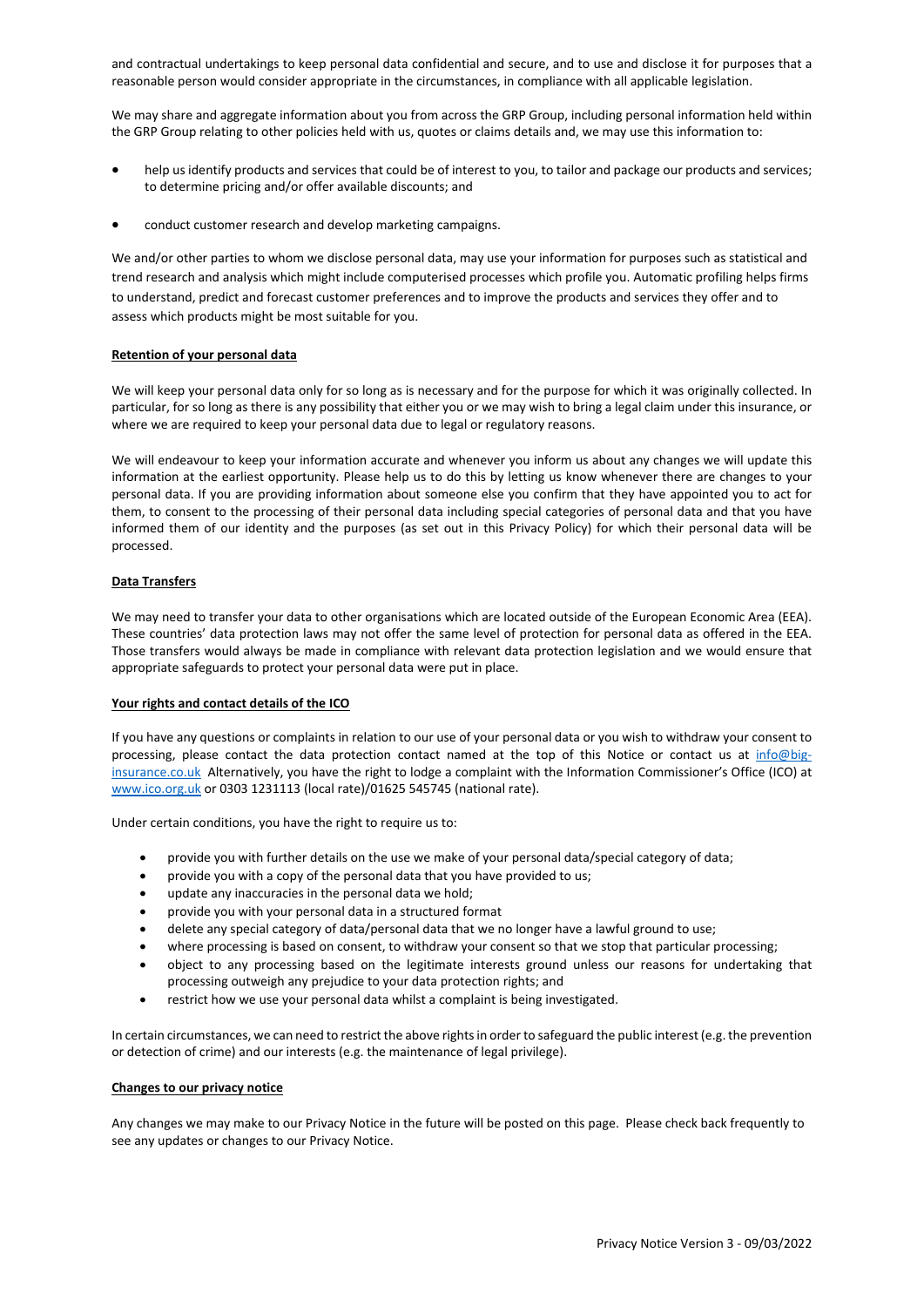and contractual undertakings to keep personal data confidential and secure, and to use and disclose it for purposes that a reasonable person would consider appropriate in the circumstances, in compliance with all applicable legislation.

We may share and aggregate information about you from across the GRP Group, including personal information held within the GRP Group relating to other policies held with us, quotes or claims details and, we may use this information to:

- help us identify products and services that could be of interest to you, to tailor and package our products and services; to determine pricing and/or offer available discounts; and
- conduct customer research and develop marketing campaigns.

We and/or other parties to whom we disclose personal data, may use your information for purposes such as statistical and trend research and analysis which might include computerised processes which profile you. Automatic profiling helps firms to understand, predict and forecast customer preferences and to improve the products and services they offer and to assess which products might be most suitable for you.

**Retention of your personal data**

We will keep your personal data only for so long as is necessary and for the purpose for which it was originally collected. In particular, for so long as there is any possibility that either you or we may wish to bring a legal claim under this insurance, or where we are required to keep your personal data due to legal or regulatory reasons.

We will endeavour to keep your information accurate and whenever you inform us about any changes we will update this information at the earliest opportunity. Please help us to do this by letting us know whenever there are changes to your personal data. If you are providing information about someone else you confirm that they have appointed you to act for them, to consent to the processing of their personal data including special categories of personal data and that you have informed them of our identity and the purposes (as set out in this Privacy Policy) for which their personal data will be processed.

**Data Transfers**

We may need to transfer your data to other organisations which are located outside of the European Economic Area (EEA). These countries' data protection laws may not offer the same level of protection for personal data as offered in the EEA. Those transfers would always be made in compliance with relevant data protection legislation and we would ensure that appropriate safeguards to protect your personal data were put in place.

**Your rights and contact details of the ICO**

If you have any questions or complaints in relation to our use of your personal data or you wish to withdraw your consent to processing, please contact the data protection contact named at the top of this Notice or contact us at info@big-insurance.co.uk Alternatively, you have the right to lodge a complaint with the Information Commissioner's Office (ICO) at www.ico.org.uk or 0303 1231113 (local rate)/01625 545745 (national rate).

Under certain conditions, you have the right to require us to:

- provide you with further details on the use we make of your personal data/special category of data;
- provide you with a copy of the personal data that you have provided to us;
- update any inaccuracies in the personal data we hold;
- provide you with your personal data in a structured format
- delete any special category of data/personal data that we no longer have a lawful ground to use;
- where processing is based on consent, to withdraw your consent so that we stop that particular processing;
- object to any processing based on the legitimate interests ground unless our reasons for undertaking that processing outweigh any prejudice to your data protection rights; and
- restrict how we use your personal data whilst a complaint is being investigated.

In certain circumstances, we can need to restrict the above rights in order to safeguard the public interest (e.g. the prevention or detection of crime) and our interests (e.g. the maintenance of legal privilege).

**Changes to our privacy notice**

Any changes we may make to our Privacy Notice in the future will be posted on this page. Please check back frequently to see any updates or changes to our Privacy Notice.

Privacy Notice Version 3 - 09/03/2022